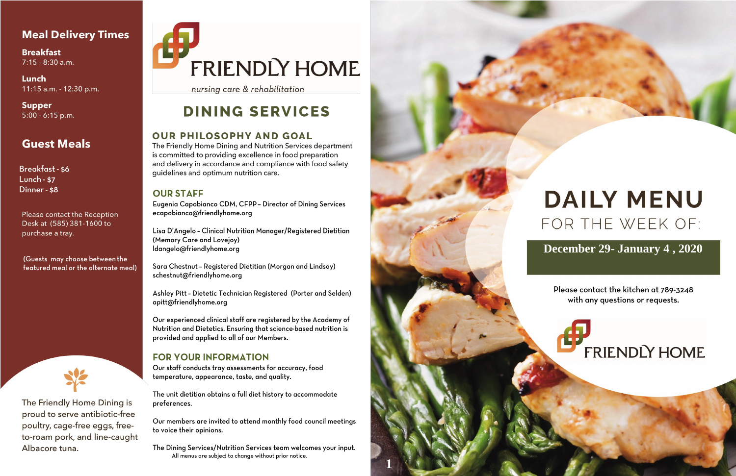## Meal Delivery Times

**Breakfast**
7:15 - 8:30 a.m.

**Lunch**
11:15 a.m. - 12:30 p.m.

**Supper**
5:00 - 6:15 p.m.

## Guest Meals

Breakfast - $6
Lunch - $7
Dinner - $8

Please contact the Reception Desk at (585) 381-1600 to purchase a tray.

(Guests may choose between the featured meal or the alternate meal)

The Friendly Home Dining is proud to serve antibiotic-free poultry, cage-free eggs, free-to-roam pork, and line-caught Albacore tuna.

# FRIENDLY HOME

*nursing care & rehabilitation*

# DINING SERVICES

## OUR PHILOSOPHY AND GOAL

The Friendly Home Dining and Nutrition Services department is committed to providing excellence in food preparation and delivery in accordance and compliance with food safety guidelines and optimum nutrition care.

## OUR STAFF

Eugenia Capobianco CDM, CFPP – Director of Dining Services
ecapobianco@friendlyhome.org

Lisa D'Angelo – Clinical Nutrition Manager/Registered Dietitian (Memory Care and Lovejoy)
ldangelo@friendlyhome.org

Sara Chestnut – Registered Dietitian (Morgan and Lindsay)
schestnut@friendlyhome.org

Ashley Pitt – Dietetic Technician Registered (Porter and Selden)
apitt@friendlyhome.org

Our experienced clinical staff are registered by the Academy of Nutrition and Dietetics. Ensuring that science-based nutrition is provided and applied to all of our Members.

## FOR YOUR INFORMATION

Our staff conducts tray assessments for accuracy, food temperature, appearance, taste, and quality.

The unit dietitian obtains a full diet history to accommodate preferences.

Our members are invited to attend monthly food council meetings to voice their opinions.

The Dining Services/Nutrition Services team welcomes your input.

All menus are subject to change without prior notice.

# DAILY MENU

FOR THE WEEK OF:

**December 29- January 4 , 2020**

Please contact the kitchen at 789-3248 with any questions or requests.

FRIENDLY HOME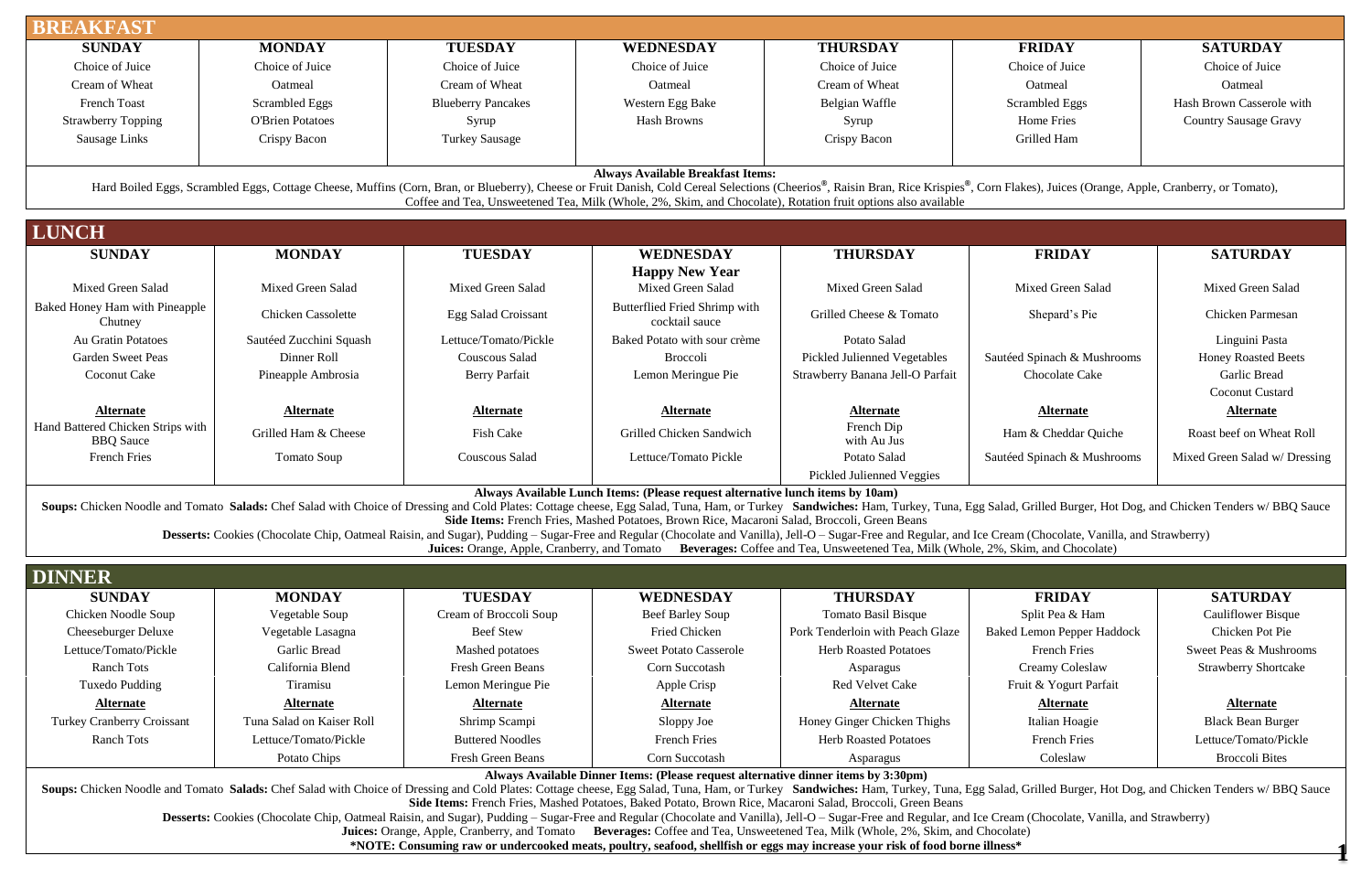## BREAKFAST

| SUNDAY | MONDAY | TUESDAY | WEDNESDAY | THURSDAY | FRIDAY | SATURDAY |
|---|---|---|---|---|---|---|
| Choice of Juice | Choice of Juice | Choice of Juice | Choice of Juice | Choice of Juice | Choice of Juice | Choice of Juice |
| Cream of Wheat | Oatmeal | Cream of Wheat | Oatmeal | Cream of Wheat | Oatmeal | Oatmeal |
| French Toast | Scrambled Eggs | Blueberry Pancakes | Western Egg Bake | Belgian Waffle | Scrambled Eggs | Hash Brown Casserole with |
| Strawberry Topping | O'Brien Potatoes | Syrup | Hash Browns | Syrup | Home Fries | Country Sausage Gravy |
| Sausage Links | Crispy Bacon | Turkey Sausage | | Crispy Bacon | Grilled Ham | |

**Always Available Breakfast Items:**
Hard Boiled Eggs, Scrambled Eggs, Cottage Cheese, Muffins (Corn, Bran, or Blueberry), Cheese or Fruit Danish, Cold Cereal Selections (Cheerios®, Raisin Bran, Rice Krispies®, Corn Flakes), Juices (Orange, Apple, Cranberry, or Tomato), Coffee and Tea, Unsweetened Tea, Milk (Whole, 2%, Skim, and Chocolate), Rotation fruit options also available

## LUNCH

| SUNDAY | MONDAY | TUESDAY | WEDNESDAY | THURSDAY | FRIDAY | SATURDAY |
|---|---|---|---|---|---|---|
| | | | **Happy New Year** | | | |
| Mixed Green Salad | Mixed Green Salad | Mixed Green Salad | Mixed Green Salad | Mixed Green Salad | Mixed Green Salad | Mixed Green Salad |
| Baked Honey Ham with Pineapple Chutney | Chicken Cassolette | Egg Salad Croissant | Butterflied Fried Shrimp with cocktail sauce | Grilled Cheese & Tomato | Shepard's Pie | Chicken Parmesan |
| Au Gratin Potatoes | Sautéed Zucchini Squash | Lettuce/Tomato/Pickle | Baked Potato with sour crème | Potato Salad | | Linguini Pasta |
| Garden Sweet Peas | Dinner Roll | Couscous Salad | Broccoli | Pickled Julienned Vegetables | Sautéed Spinach & Mushrooms | Honey Roasted Beets |
| Coconut Cake | Pineapple Ambrosia | Berry Parfait | Lemon Meringue Pie | Strawberry Banana Jell-O Parfait | Chocolate Cake | Garlic Bread |
| | | | | | | Coconut Custard |
| **Alternate** | **Alternate** | **Alternate** | **Alternate** | **Alternate** | **Alternate** | **Alternate** |
| Hand Battered Chicken Strips with BBQ Sauce | Grilled Ham & Cheese | Fish Cake | Grilled Chicken Sandwich | French Dip with Au Jus | Ham & Cheddar Quiche | Roast beef on Wheat Roll |
| French Fries | Tomato Soup | Couscous Salad | Lettuce/Tomato Pickle | Potato Salad | Sautéed Spinach & Mushrooms | Mixed Green Salad w/ Dressing |
| | | | | Pickled Julienned Veggies | | |

**Always Available Lunch Items: (Please request alternative lunch items by 10am)**
**Soups:** Chicken Noodle and Tomato **Salads:** Chef Salad with Choice of Dressing and Cold Plates: Cottage cheese, Egg Salad, Tuna, Ham, or Turkey **Sandwiches:** Ham, Turkey, Tuna, Egg Salad, Grilled Burger, Hot Dog, and Chicken Tenders w/ BBQ Sauce
**Side Items:** French Fries, Mashed Potatoes, Brown Rice, Macaroni Salad, Broccoli, Green Beans
**Desserts:** Cookies (Chocolate Chip, Oatmeal Raisin, and Sugar), Pudding – Sugar-Free and Regular (Chocolate and Vanilla), Jell-O – Sugar-Free and Regular, and Ice Cream (Chocolate, Vanilla, and Strawberry)
**Juices:** Orange, Apple, Cranberry, and Tomato **Beverages:** Coffee and Tea, Unsweetened Tea, Milk (Whole, 2%, Skim, and Chocolate)

## DINNER

| SUNDAY | MONDAY | TUESDAY | WEDNESDAY | THURSDAY | FRIDAY | SATURDAY |
|---|---|---|---|---|---|---|
| Chicken Noodle Soup | Vegetable Soup | Cream of Broccoli Soup | Beef Barley Soup | Tomato Basil Bisque | Split Pea & Ham | Cauliflower Bisque |
| Cheeseburger Deluxe | Vegetable Lasagna | Beef Stew | Fried Chicken | Pork Tenderloin with Peach Glaze | Baked Lemon Pepper Haddock | Chicken Pot Pie |
| Lettuce/Tomato/Pickle | Garlic Bread | Mashed potatoes | Sweet Potato Casserole | Herb Roasted Potatoes | French Fries | Sweet Peas & Mushrooms |
| Ranch Tots | California Blend | Fresh Green Beans | Corn Succotash | Asparagus | Creamy Coleslaw | Strawberry Shortcake |
| Tuxedo Pudding | Tiramisu | Lemon Meringue Pie | Apple Crisp | Red Velvet Cake | Fruit & Yogurt Parfait | |
| **Alternate** | **Alternate** | **Alternate** | **Alternate** | **Alternate** | **Alternate** | **Alternate** |
| Turkey Cranberry Croissant | Tuna Salad on Kaiser Roll | Shrimp Scampi | Sloppy Joe | Honey Ginger Chicken Thighs | Italian Hoagie | Black Bean Burger |
| Ranch Tots | Lettuce/Tomato/Pickle | Buttered Noodles | French Fries | Herb Roasted Potatoes | French Fries | Lettuce/Tomato/Pickle |
| | Potato Chips | Fresh Green Beans | Corn Succotash | Asparagus | Coleslaw | Broccoli Bites |

**Always Available Dinner Items: (Please request alternative dinner items by 3:30pm)**
**Soups:** Chicken Noodle and Tomato **Salads:** Chef Salad with Choice of Dressing and Cold Plates: Cottage cheese, Egg Salad, Tuna, Ham, or Turkey **Sandwiches:** Ham, Turkey, Tuna, Egg Salad, Grilled Burger, Hot Dog, and Chicken Tenders w/ BBQ Sauce
**Side Items:** French Fries, Mashed Potatoes, Baked Potato, Brown Rice, Macaroni Salad, Broccoli, Green Beans
**Desserts:** Cookies (Chocolate Chip, Oatmeal Raisin, and Sugar), Pudding – Sugar-Free and Regular (Chocolate and Vanilla), Jell-O – Sugar-Free and Regular, and Ice Cream (Chocolate, Vanilla, and Strawberry)
**Juices:** Orange, Apple, Cranberry, and Tomato **Beverages:** Coffee and Tea, Unsweetened Tea, Milk (Whole, 2%, Skim, and Chocolate)
**\*NOTE: Consuming raw or undercooked meats, poultry, seafood, shellfish or eggs may increase your risk of food borne illness\***